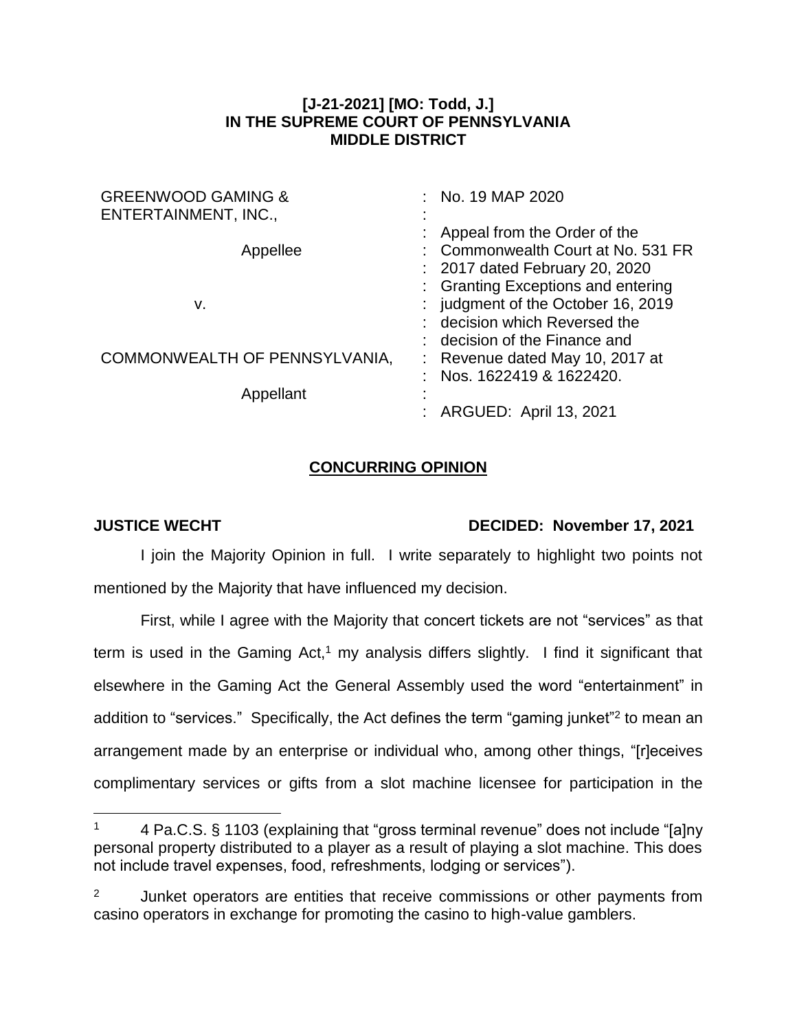**[J-21-2021] [MO: Todd, J.]**
**IN THE SUPREME COURT OF PENNSYLVANIA**
**MIDDLE DISTRICT**

| | |
|---|---|
| GREENWOOD GAMING & ENTERTAINMENT, INC., | No. 19 MAP 2020 |
| Appellee | Appeal from the Order of the Commonwealth Court at No. 531 FR 2017 dated February 20, 2020 Granting Exceptions and entering judgment of the October 16, 2019 decision which Reversed the decision of the Finance and Revenue dated May 10, 2017 at Nos. 1622419 & 1622420. |
| v. | |
| COMMONWEALTH OF PENNSYLVANIA, | |
| Appellant | ARGUED: April 13, 2021 |

## CONCURRING OPINION

**JUSTICE WECHT** **DECIDED: November 17, 2021**

I join the Majority Opinion in full. I write separately to highlight two points not mentioned by the Majority that have influenced my decision.

First, while I agree with the Majority that concert tickets are not "services" as that term is used in the Gaming Act,[1] my analysis differs slightly. I find it significant that elsewhere in the Gaming Act the General Assembly used the word "entertainment" in addition to "services." Specifically, the Act defines the term "gaming junket"[2] to mean an arrangement made by an enterprise or individual who, among other things, "[r]eceives complimentary services or gifts from a slot machine licensee for participation in the

---

[1] 4 Pa.C.S. § 1103 (explaining that "gross terminal revenue" does not include "[a]ny personal property distributed to a player as a result of playing a slot machine. This does not include travel expenses, food, refreshments, lodging or services").

[2] Junket operators are entities that receive commissions or other payments from casino operators in exchange for promoting the casino to high-value gamblers.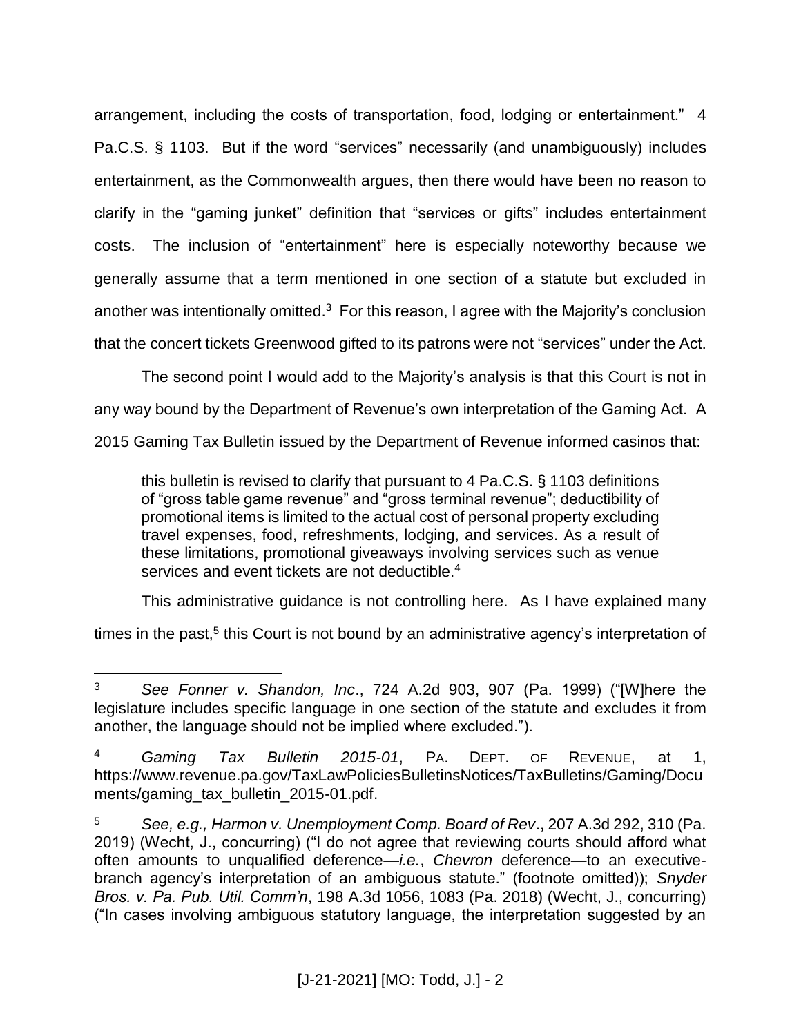arrangement, including the costs of transportation, food, lodging or entertainment." 4 Pa.C.S. § 1103. But if the word "services" necessarily (and unambiguously) includes entertainment, as the Commonwealth argues, then there would have been no reason to clarify in the "gaming junket" definition that "services or gifts" includes entertainment costs. The inclusion of "entertainment" here is especially noteworthy because we generally assume that a term mentioned in one section of a statute but excluded in another was intentionally omitted.[3] For this reason, I agree with the Majority's conclusion that the concert tickets Greenwood gifted to its patrons were not "services" under the Act.

The second point I would add to the Majority's analysis is that this Court is not in any way bound by the Department of Revenue's own interpretation of the Gaming Act. A 2015 Gaming Tax Bulletin issued by the Department of Revenue informed casinos that:

> this bulletin is revised to clarify that pursuant to 4 Pa.C.S. § 1103 definitions of "gross table game revenue" and "gross terminal revenue"; deductibility of promotional items is limited to the actual cost of personal property excluding travel expenses, food, refreshments, lodging, and services. As a result of these limitations, promotional giveaways involving services such as venue services and event tickets are not deductible.[4]

This administrative guidance is not controlling here. As I have explained many times in the past,[5] this Court is not bound by an administrative agency's interpretation of

---

[3] *See Fonner v. Shandon, Inc*., 724 A.2d 903, 907 (Pa. 1999) ("[W]here the legislature includes specific language in one section of the statute and excludes it from another, the language should not be implied where excluded.").

[4] *Gaming Tax Bulletin 2015-01*, PA. DEPT. OF REVENUE, at 1, https://www.revenue.pa.gov/TaxLawPoliciesBulletinsNotices/TaxBulletins/Gaming/Documents/gaming_tax_bulletin_2015-01.pdf.

[5] *See, e.g., Harmon v. Unemployment Comp. Board of Rev*., 207 A.3d 292, 310 (Pa. 2019) (Wecht, J., concurring) ("I do not agree that reviewing courts should afford what often amounts to unqualified deference—*i.e.*, *Chevron* deference—to an executive-branch agency's interpretation of an ambiguous statute." (footnote omitted)); *Snyder Bros. v. Pa. Pub. Util. Comm'n*, 198 A.3d 1056, 1083 (Pa. 2018) (Wecht, J., concurring) ("In cases involving ambiguous statutory language, the interpretation suggested by an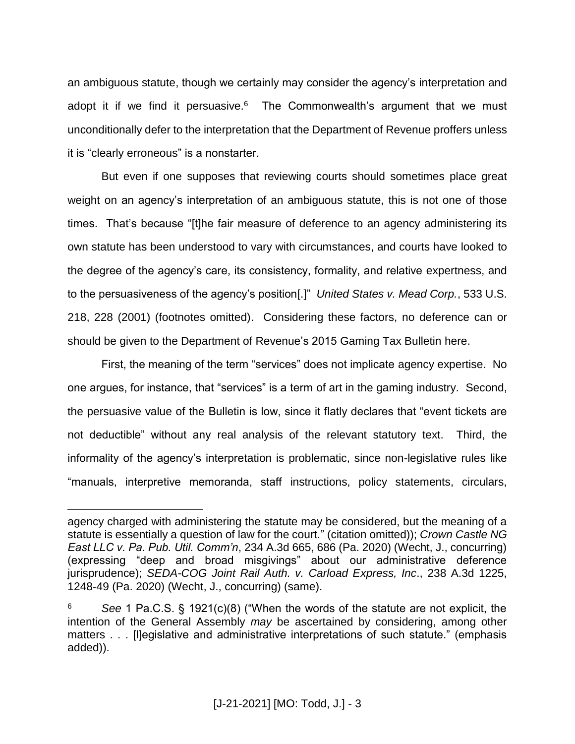an ambiguous statute, though we certainly may consider the agency's interpretation and adopt it if we find it persuasive.[6] The Commonwealth's argument that we must unconditionally defer to the interpretation that the Department of Revenue proffers unless it is "clearly erroneous" is a nonstarter.

But even if one supposes that reviewing courts should sometimes place great weight on an agency's interpretation of an ambiguous statute, this is not one of those times. That's because "[t]he fair measure of deference to an agency administering its own statute has been understood to vary with circumstances, and courts have looked to the degree of the agency's care, its consistency, formality, and relative expertness, and to the persuasiveness of the agency's position[.]" *United States v. Mead Corp.*, 533 U.S. 218, 228 (2001) (footnotes omitted). Considering these factors, no deference can or should be given to the Department of Revenue's 2015 Gaming Tax Bulletin here.

First, the meaning of the term "services" does not implicate agency expertise. No one argues, for instance, that "services" is a term of art in the gaming industry. Second, the persuasive value of the Bulletin is low, since it flatly declares that "event tickets are not deductible" without any real analysis of the relevant statutory text. Third, the informality of the agency's interpretation is problematic, since non-legislative rules like "manuals, interpretive memoranda, staff instructions, policy statements, circulars,

---

agency charged with administering the statute may be considered, but the meaning of a statute is essentially a question of law for the court." (citation omitted)); *Crown Castle NG East LLC v. Pa. Pub. Util. Comm'n*, 234 A.3d 665, 686 (Pa. 2020) (Wecht, J., concurring) (expressing "deep and broad misgivings" about our administrative deference jurisprudence); *SEDA-COG Joint Rail Auth. v. Carload Express, Inc*., 238 A.3d 1225, 1248-49 (Pa. 2020) (Wecht, J., concurring) (same).

[6] *See* 1 Pa.C.S. § 1921(c)(8) ("When the words of the statute are not explicit, the intention of the General Assembly *may* be ascertained by considering, among other matters . . . [l]egislative and administrative interpretations of such statute." (emphasis added)).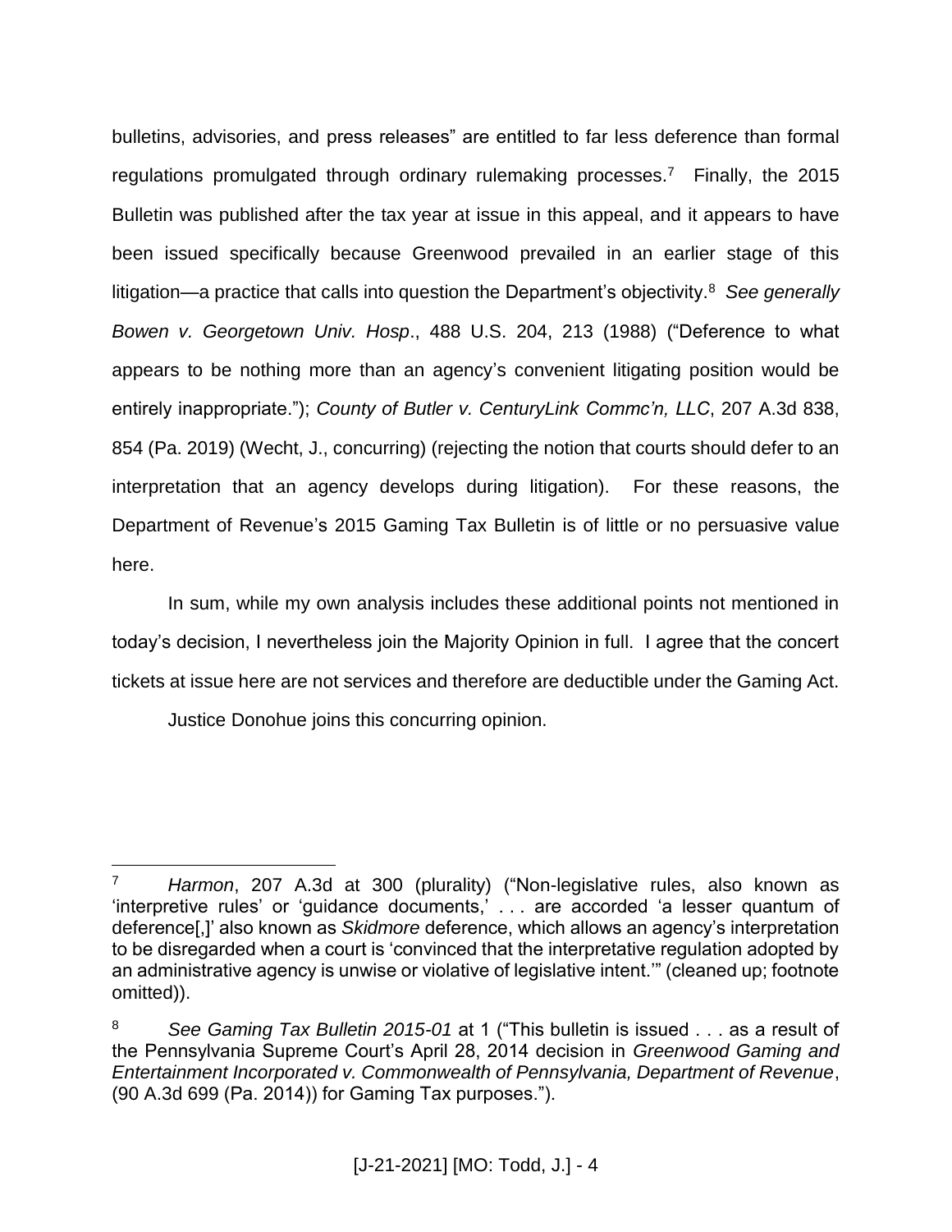bulletins, advisories, and press releases" are entitled to far less deference than formal regulations promulgated through ordinary rulemaking processes.[7] Finally, the 2015 Bulletin was published after the tax year at issue in this appeal, and it appears to have been issued specifically because Greenwood prevailed in an earlier stage of this litigation—a practice that calls into question the Department's objectivity.[8] *See generally Bowen v. Georgetown Univ. Hosp*., 488 U.S. 204, 213 (1988) ("Deference to what appears to be nothing more than an agency's convenient litigating position would be entirely inappropriate."); *County of Butler v. CenturyLink Commc'n, LLC*, 207 A.3d 838, 854 (Pa. 2019) (Wecht, J., concurring) (rejecting the notion that courts should defer to an interpretation that an agency develops during litigation). For these reasons, the Department of Revenue's 2015 Gaming Tax Bulletin is of little or no persuasive value here.

In sum, while my own analysis includes these additional points not mentioned in today's decision, I nevertheless join the Majority Opinion in full. I agree that the concert tickets at issue here are not services and therefore are deductible under the Gaming Act.

Justice Donohue joins this concurring opinion.

---

[7] *Harmon*, 207 A.3d at 300 (plurality) ("Non-legislative rules, also known as 'interpretive rules' or 'guidance documents,' . . . are accorded 'a lesser quantum of deference[,]' also known as *Skidmore* deference, which allows an agency's interpretation to be disregarded when a court is 'convinced that the interpretative regulation adopted by an administrative agency is unwise or violative of legislative intent.'" (cleaned up; footnote omitted)).

[8] *See Gaming Tax Bulletin 2015-01* at 1 ("This bulletin is issued . . . as a result of the Pennsylvania Supreme Court's April 28, 2014 decision in *Greenwood Gaming and Entertainment Incorporated v. Commonwealth of Pennsylvania, Department of Revenue*, (90 A.3d 699 (Pa. 2014)) for Gaming Tax purposes.").